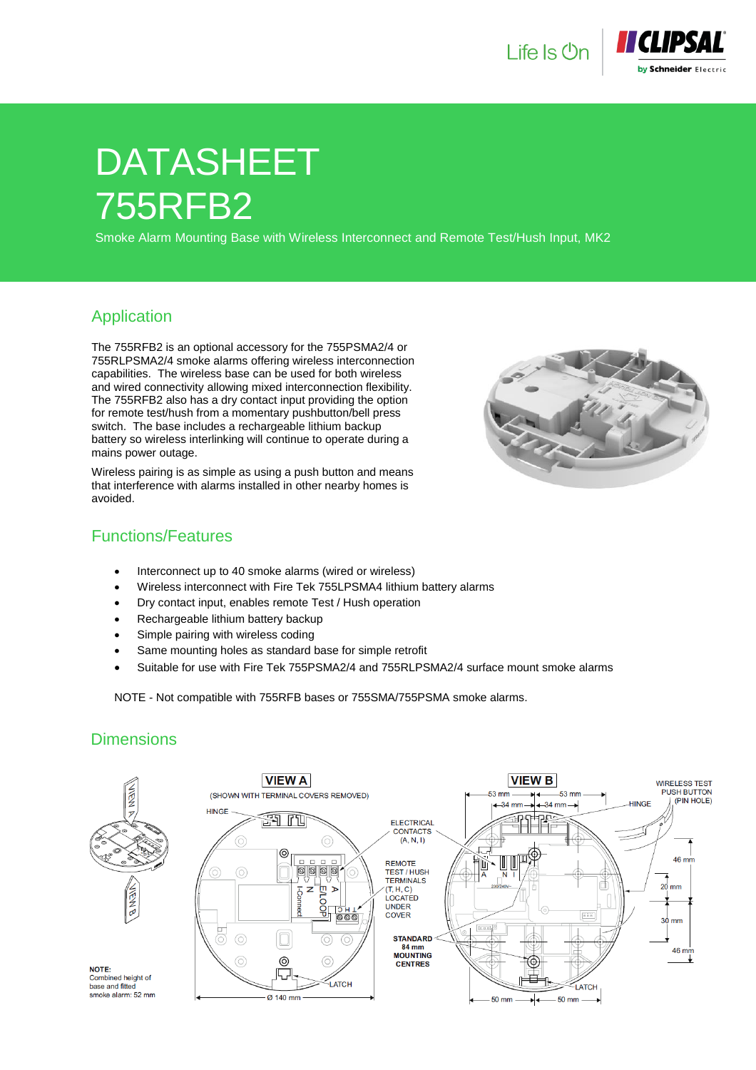# DATASHEET

# 755RFB2

Smoke Alarm Mounting Base with Wireless Interconnect and Remote Test/Hush Input, MK2

## Application

The 755RFB2 is an optional accessory for the 755PSMA2/4 or 755RLPSMA2/4 smoke alarms offering wireless interconnection capabilities. The wireless base can be used for both wireless and wired connectivity allowing mixed interconnection flexibility. The 755RFB2 also has a dry contact input providing the option for remote test/hush from a momentary pushbutton/bell press switch. The base includes a rechargeable lithium backup battery so wireless interlinking will continue to operate during a mains power outage.

Wireless pairing is as simple as using a push button and means that interference with alarms installed in other nearby homes is avoided.

## Functions/Features

- Interconnect up to 40 smoke alarms (wired or wireless)
- Wireless interconnect with Fire Tek 755LPSMA4 lithium battery alarms
- Dry contact input, enables remote Test / Hush operation
- Rechargeable lithium battery backup
- Simple pairing with wireless coding
- Same mounting holes as standard base for simple retrofit
- Suitable for use with Fire Tek 755PSMA2/4 and 755RLPSMA2/4 surface mount smoke alarms

NOTE - Not compatible with 755RFB bases or 755SMA/755PSMA smoke alarms.

## Dimensions

VIEW A (SHOWN WITH TERMINAL COVERS REMOVED)

VIEW B

HINGE, LATCH, ELECTRICAL CONTACTS (A, N, I), REMOTE TEST / HUSH TERMINALS (T, H, C) LOCATED UNDER COVER, STANDARD 84 mm MOUNTING CENTRES, WIRELESS TEST PUSH BUTTON (PIN HOLE)

Ø 140 mm; 53 mm; 53 mm; 34 mm; 34 mm; 50 mm; 50 mm; 46 mm; 20 mm; 30 mm; 46 mm

NOTE: Combined height of base and fitted smoke alarm: 52 mm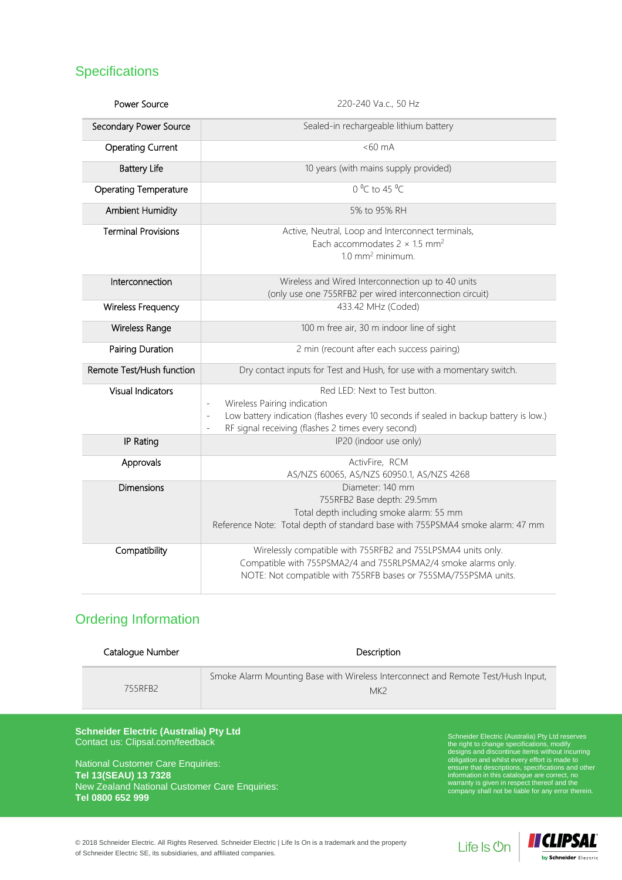## Specifications

| | |
|---|---|
| Power Source | 220-240 Va.c., 50 Hz |
| Secondary Power Source | Sealed-in rechargeable lithium battery |
| Operating Current | <60 mA |
| Battery Life | 10 years (with mains supply provided) |
| Operating Temperature | 0 $^{0}$C to 45 $^{0}$C |
| Ambient Humidity | 5% to 95% RH |
| Terminal Provisions | Active, Neutral, Loop and Interconnect terminals,<br>Each accommodates 2 × 1.5 mm$^2$<br>1.0 mm$^2$ minimum. |
| Interconnection | Wireless and Wired Interconnection up to 40 units<br>(only use one 755RFB2 per wired interconnection circuit) |
| Wireless Frequency | 433.42 MHz (Coded) |
| Wireless Range | 100 m free air, 30 m indoor line of sight |
| Pairing Duration | 2 min (recount after each success pairing) |
| Remote Test/Hush function | Dry contact inputs for Test and Hush, for use with a momentary switch. |
| Visual Indicators | Red LED: Next to Test button.<br>- Wireless Pairing indication<br>- Low battery indication (flashes every 10 seconds if sealed in backup battery is low.)<br>- RF signal receiving (flashes 2 times every second) |
| IP Rating | IP20 (indoor use only) |
| Approvals | ActivFire, RCM<br>AS/NZS 60065, AS/NZS 60950.1, AS/NZS 4268 |
| Dimensions | Diameter: 140 mm<br>755RFB2 Base depth: 29.5mm<br>Total depth including smoke alarm: 55 mm<br>Reference Note: Total depth of standard base with 755PSMA4 smoke alarm: 47 mm |
| Compatibility | Wirelessly compatible with 755RFB2 and 755LPSMA4 units only.<br>Compatible with 755PSMA2/4 and 755RLPSMA2/4 smoke alarms only.<br>NOTE: Not compatible with 755RFB bases or 755SMA/755PSMA units. |

## Ordering Information

| Catalogue Number | Description |
|---|---|
| 755RFB2 | Smoke Alarm Mounting Base with Wireless Interconnect and Remote Test/Hush Input, MK2 |

**Schneider Electric (Australia) Pty Ltd**
Contact us: Clipsal.com/feedback

National Customer Care Enquiries:
**Tel 13(SEAU) 13 7328**
New Zealand National Customer Care Enquiries:
**Tel 0800 652 999**

Schneider Electric (Australia) Pty Ltd reserves the right to change specifications, modify designs and discontinue items without incurring obligation and whilst every effort is made to ensure that descriptions, specifications and other information in this catalogue are correct, no warranty is given in respect thereof and the company shall not be liable for any error therein.

© 2018 Schneider Electric. All Rights Reserved. Schneider Electric | Life Is On is a trademark and the property of Schneider Electric SE, its subsidiaries, and affiliated companies.

Life Is On | CLIPSAL by Schneider Electric